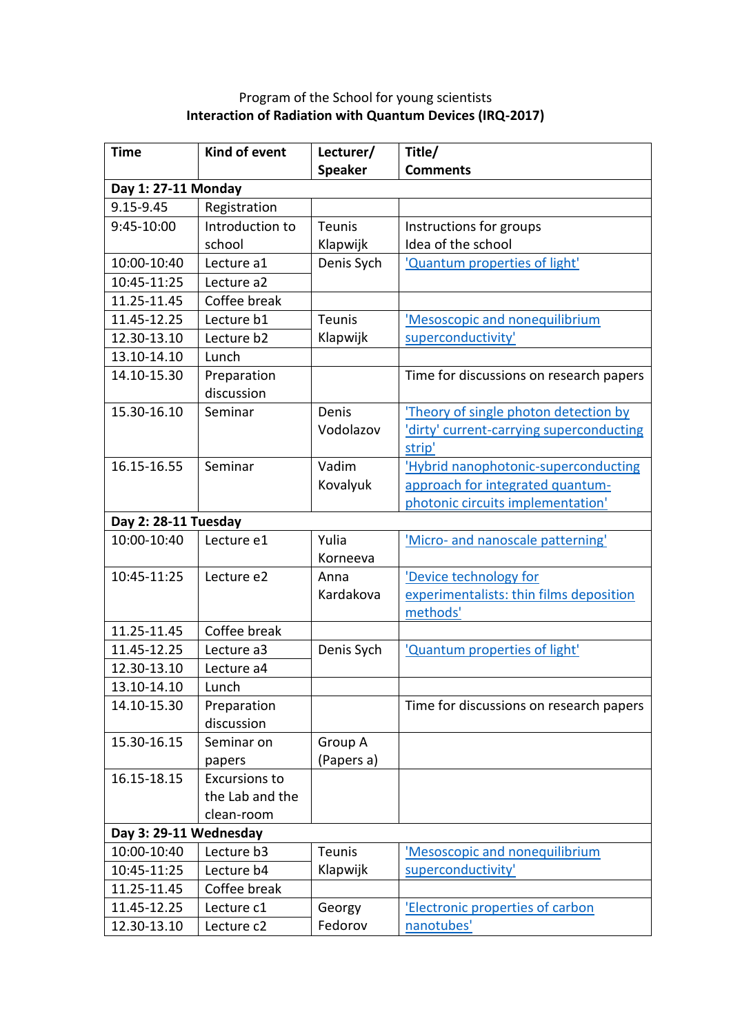Program of the School for young scientists

**Interaction of Radiation with Quantum Devices (IRQ-2017)**

| **Time** | **Kind of event** | **Lecturer/ Speaker** | **Title/ Comments** |
|---|---|---|---|
| **Day 1: 27-11 Monday** | | | |
| 9.15-9.45 | Registration | | |
| 9:45-10:00 | Introduction to school | Teunis Klapwijk | Instructions for groups Idea of the school |
| 10:00-10:40 | Lecture a1 | Denis Sych | 'Quantum properties of light' |
| 10:45-11:25 | Lecture a2 | | |
| 11.25-11.45 | Coffee break | | |
| 11.45-12.25 | Lecture b1 | Teunis Klapwijk | 'Mesoscopic and nonequilibrium superconductivity' |
| 12.30-13.10 | Lecture b2 | | |
| 13.10-14.10 | Lunch | | |
| 14.10-15.30 | Preparation discussion | | Time for discussions on research papers |
| 15.30-16.10 | Seminar | Denis Vodolazov | 'Theory of single photon detection by 'dirty' current-carrying superconducting strip' |
| 16.15-16.55 | Seminar | Vadim Kovalyuk | 'Hybrid nanophotonic-superconducting approach for integrated quantum-photonic circuits implementation' |
| **Day 2: 28-11 Tuesday** | | | |
| 10:00-10:40 | Lecture e1 | Yulia Korneeva | 'Micro- and nanoscale patterning' |
| 10:45-11:25 | Lecture e2 | Anna Kardakova | 'Device technology for experimentalists: thin films deposition methods' |
| 11.25-11.45 | Coffee break | | |
| 11.45-12.25 | Lecture a3 | Denis Sych | 'Quantum properties of light' |
| 12.30-13.10 | Lecture a4 | | |
| 13.10-14.10 | Lunch | | |
| 14.10-15.30 | Preparation discussion | | Time for discussions on research papers |
| 15.30-16.15 | Seminar on papers | Group A (Papers a) | |
| 16.15-18.15 | Excursions to the Lab and the clean-room | | |
| **Day 3: 29-11 Wednesday** | | | |
| 10:00-10:40 | Lecture b3 | Teunis Klapwijk | 'Mesoscopic and nonequilibrium superconductivity' |
| 10:45-11:25 | Lecture b4 | | |
| 11.25-11.45 | Coffee break | | |
| 11.45-12.25 | Lecture c1 | Georgy Fedorov | 'Electronic properties of carbon nanotubes' |
| 12.30-13.10 | Lecture c2 | | |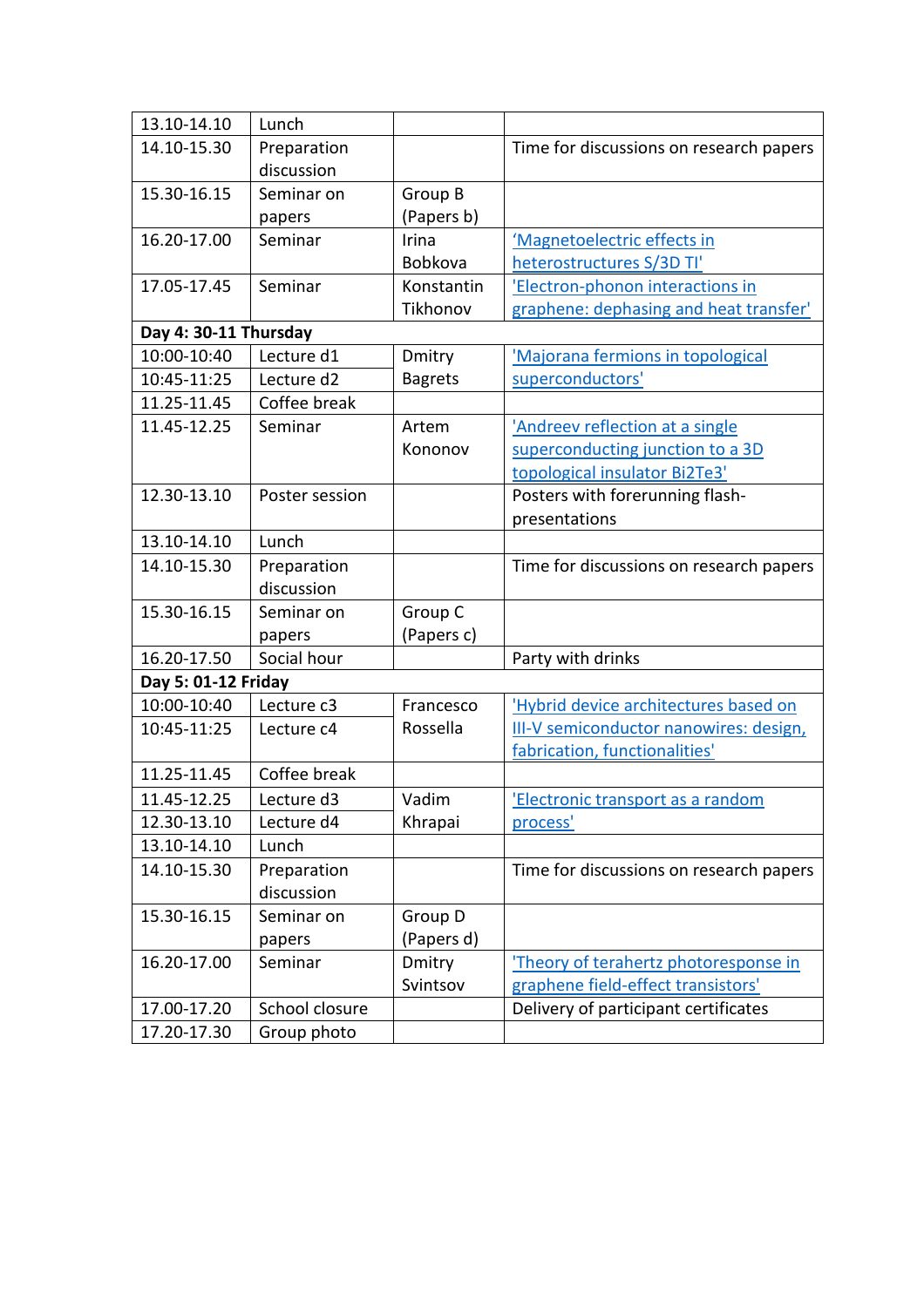| | | | |
|---|---|---|---|
| 13.10-14.10 | Lunch | | |
| 14.10-15.30 | Preparation discussion | | Time for discussions on research papers |
| 15.30-16.15 | Seminar on papers | Group B (Papers b) | |
| 16.20-17.00 | Seminar | Irina Bobkova | 'Magnetoelectric effects in heterostructures S/3D TI' |
| 17.05-17.45 | Seminar | Konstantin Tikhonov | 'Electron-phonon interactions in graphene: dephasing and heat transfer' |
| **Day 4: 30-11 Thursday** | | | |
| 10:00-10:40 | Lecture d1 | Dmitry Bagrets | 'Majorana fermions in topological superconductors' |
| 10:45-11:25 | Lecture d2 | | |
| 11.25-11.45 | Coffee break | | |
| 11.45-12.25 | Seminar | Artem Kononov | 'Andreev reflection at a single superconducting junction to a 3D topological insulator Bi2Te3' |
| 12.30-13.10 | Poster session | | Posters with forerunning flash-presentations |
| 13.10-14.10 | Lunch | | |
| 14.10-15.30 | Preparation discussion | | Time for discussions on research papers |
| 15.30-16.15 | Seminar on papers | Group C (Papers c) | |
| 16.20-17.50 | Social hour | | Party with drinks |
| **Day 5: 01-12 Friday** | | | |
| 10:00-10:40 | Lecture c3 | Francesco Rossella | 'Hybrid device architectures based on III-V semiconductor nanowires: design, fabrication, functionalities' |
| 10:45-11:25 | Lecture c4 | | |
| 11.25-11.45 | Coffee break | | |
| 11.45-12.25 | Lecture d3 | Vadim Khrapai | 'Electronic transport as a random process' |
| 12.30-13.10 | Lecture d4 | | |
| 13.10-14.10 | Lunch | | |
| 14.10-15.30 | Preparation discussion | | Time for discussions on research papers |
| 15.30-16.15 | Seminar on papers | Group D (Papers d) | |
| 16.20-17.00 | Seminar | Dmitry Svintsov | 'Theory of terahertz photoresponse in graphene field-effect transistors' |
| 17.00-17.20 | School closure | | Delivery of participant certificates |
| 17.20-17.30 | Group photo | | |